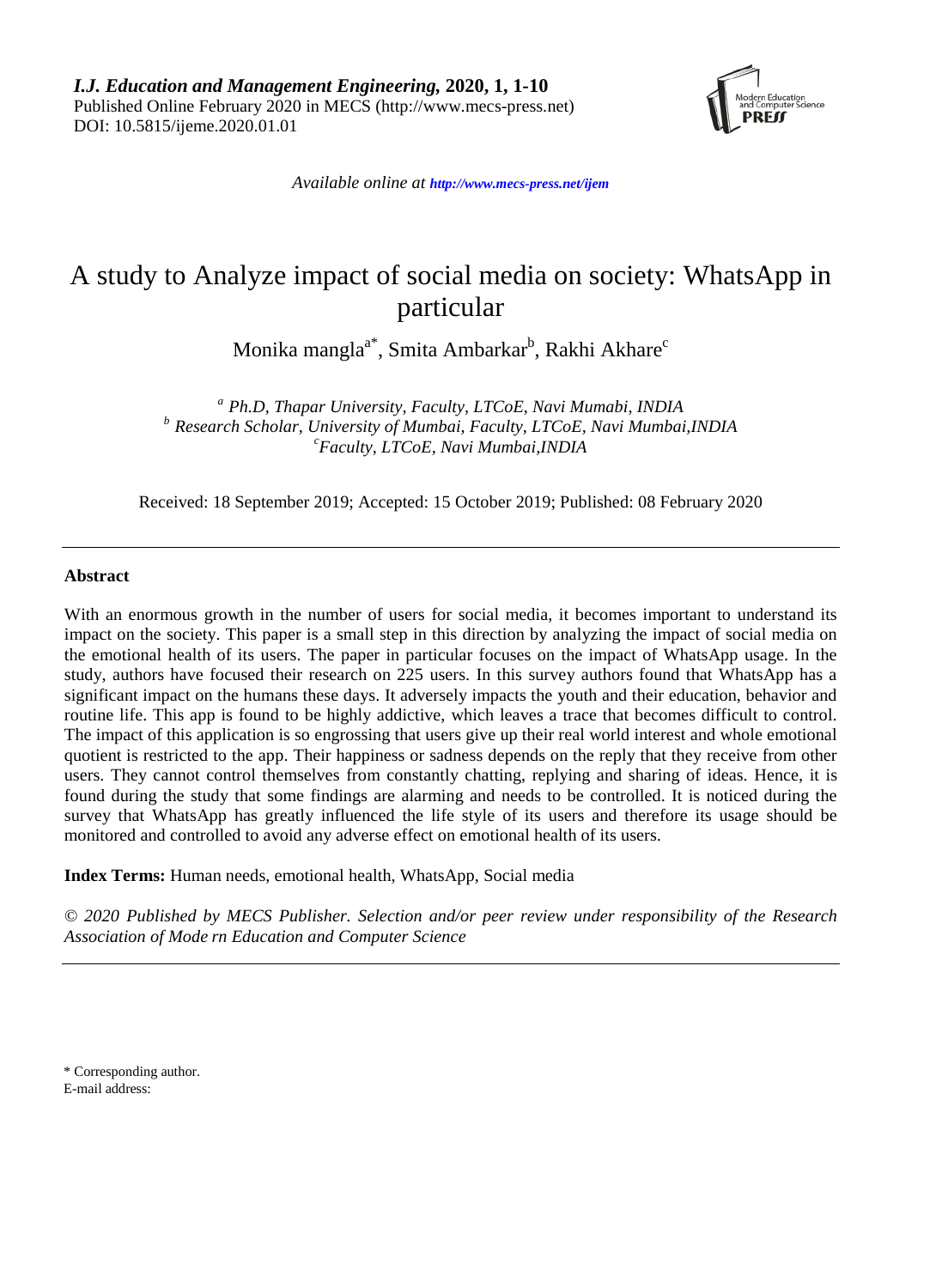*I.J. Education and Management Engineering,* **2020, 1, 1-10**
Published Online February 2020 in MECS (http://www.mecs-press.net)
DOI: 10.5815/ijeme.2020.01.01

*Available online at http://www.mecs-press.net/ijem*

# A study to Analyze impact of social media on society: WhatsApp in particular

Monika mangla[a*], Smita Ambarkar[b], Rakhi Akhare[c]

[a] *Ph.D, Thapar University, Faculty, LTCoE, Navi Mumabi, INDIA*
[b] *Research Scholar, University of Mumbai, Faculty, LTCoE, Navi Mumbai,INDIA*
[c] *Faculty, LTCoE, Navi Mumbai,INDIA*

Received: 18 September 2019; Accepted: 15 October 2019; Published: 08 February 2020

---

**Abstract**

With an enormous growth in the number of users for social media, it becomes important to understand its impact on the society. This paper is a small step in this direction by analyzing the impact of social media on the emotional health of its users. The paper in particular focuses on the impact of WhatsApp usage. In the study, authors have focused their research on 225 users. In this survey authors found that WhatsApp has a significant impact on the humans these days. It adversely impacts the youth and their education, behavior and routine life. This app is found to be highly addictive, which leaves a trace that becomes difficult to control. The impact of this application is so engrossing that users give up their real world interest and whole emotional quotient is restricted to the app. Their happiness or sadness depends on the reply that they receive from other users. They cannot control themselves from constantly chatting, replying and sharing of ideas. Hence, it is found during the study that some findings are alarming and needs to be controlled. It is noticed during the survey that WhatsApp has greatly influenced the life style of its users and therefore its usage should be monitored and controlled to avoid any adverse effect on emotional health of its users.

**Index Terms:** Human needs, emotional health, WhatsApp, Social media

*© 2020 Published by MECS Publisher. Selection and/or peer review under responsibility of the Research Association of Mode rn Education and Computer Science*

---

\* Corresponding author.
E-mail address: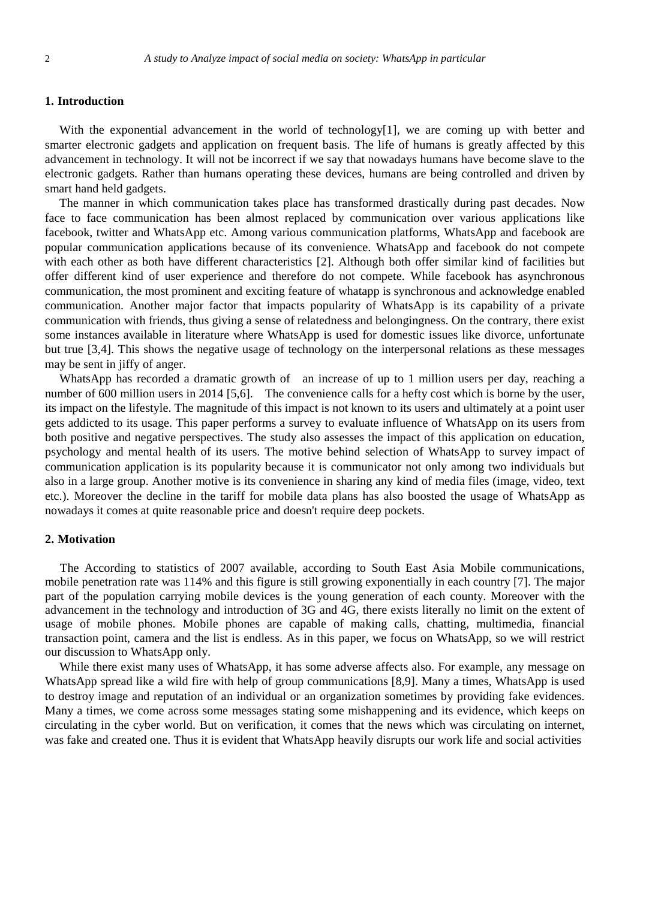## 1. Introduction

With the exponential advancement in the world of technology[1], we are coming up with better and smarter electronic gadgets and application on frequent basis. The life of humans is greatly affected by this advancement in technology. It will not be incorrect if we say that nowadays humans have become slave to the electronic gadgets. Rather than humans operating these devices, humans are being controlled and driven by smart hand held gadgets.

The manner in which communication takes place has transformed drastically during past decades. Now face to face communication has been almost replaced by communication over various applications like facebook, twitter and WhatsApp etc. Among various communication platforms, WhatsApp and facebook are popular communication applications because of its convenience. WhatsApp and facebook do not compete with each other as both have different characteristics [2]. Although both offer similar kind of facilities but offer different kind of user experience and therefore do not compete. While facebook has asynchronous communication, the most prominent and exciting feature of whatapp is synchronous and acknowledge enabled communication. Another major factor that impacts popularity of WhatsApp is its capability of a private communication with friends, thus giving a sense of relatedness and belongingness. On the contrary, there exist some instances available in literature where WhatsApp is used for domestic issues like divorce, unfortunate but true [3,4]. This shows the negative usage of technology on the interpersonal relations as these messages may be sent in jiffy of anger.

WhatsApp has recorded a dramatic growth of an increase of up to 1 million users per day, reaching a number of 600 million users in 2014 [5,6]. The convenience calls for a hefty cost which is borne by the user, its impact on the lifestyle. The magnitude of this impact is not known to its users and ultimately at a point user gets addicted to its usage. This paper performs a survey to evaluate influence of WhatsApp on its users from both positive and negative perspectives. The study also assesses the impact of this application on education, psychology and mental health of its users. The motive behind selection of WhatsApp to survey impact of communication application is its popularity because it is communicator not only among two individuals but also in a large group. Another motive is its convenience in sharing any kind of media files (image, video, text etc.). Moreover the decline in the tariff for mobile data plans has also boosted the usage of WhatsApp as nowadays it comes at quite reasonable price and doesn't require deep pockets.

## 2. Motivation

The According to statistics of 2007 available, according to South East Asia Mobile communications, mobile penetration rate was 114% and this figure is still growing exponentially in each country [7]. The major part of the population carrying mobile devices is the young generation of each county. Moreover with the advancement in the technology and introduction of 3G and 4G, there exists literally no limit on the extent of usage of mobile phones. Mobile phones are capable of making calls, chatting, multimedia, financial transaction point, camera and the list is endless. As in this paper, we focus on WhatsApp, so we will restrict our discussion to WhatsApp only.

While there exist many uses of WhatsApp, it has some adverse affects also. For example, any message on WhatsApp spread like a wild fire with help of group communications [8,9]. Many a times, WhatsApp is used to destroy image and reputation of an individual or an organization sometimes by providing fake evidences. Many a times, we come across some messages stating some mishappening and its evidence, which keeps on circulating in the cyber world. But on verification, it comes that the news which was circulating on internet, was fake and created one. Thus it is evident that WhatsApp heavily disrupts our work life and social activities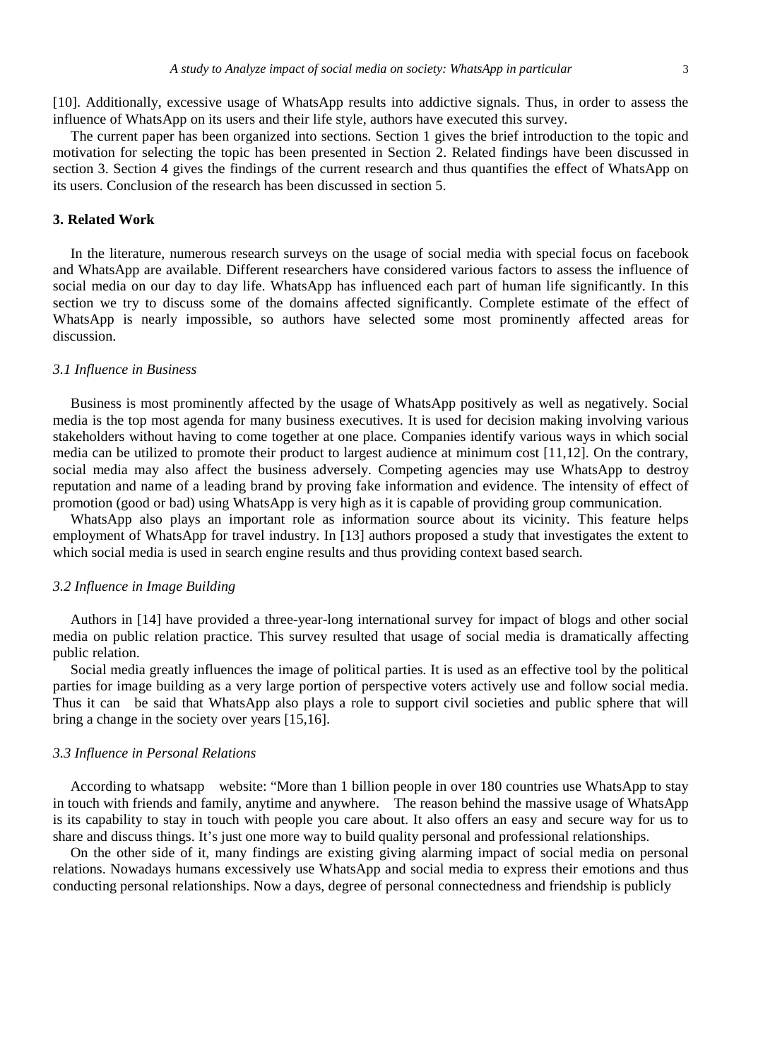[10]. Additionally, excessive usage of WhatsApp results into addictive signals. Thus, in order to assess the influence of WhatsApp on its users and their life style, authors have executed this survey.

The current paper has been organized into sections. Section 1 gives the brief introduction to the topic and motivation for selecting the topic has been presented in Section 2. Related findings have been discussed in section 3. Section 4 gives the findings of the current research and thus quantifies the effect of WhatsApp on its users. Conclusion of the research has been discussed in section 5.

## 3. Related Work

In the literature, numerous research surveys on the usage of social media with special focus on facebook and WhatsApp are available. Different researchers have considered various factors to assess the influence of social media on our day to day life. WhatsApp has influenced each part of human life significantly. In this section we try to discuss some of the domains affected significantly. Complete estimate of the effect of WhatsApp is nearly impossible, so authors have selected some most prominently affected areas for discussion.

### *3.1 Influence in Business*

Business is most prominently affected by the usage of WhatsApp positively as well as negatively. Social media is the top most agenda for many business executives. It is used for decision making involving various stakeholders without having to come together at one place. Companies identify various ways in which social media can be utilized to promote their product to largest audience at minimum cost [11,12]. On the contrary, social media may also affect the business adversely. Competing agencies may use WhatsApp to destroy reputation and name of a leading brand by proving fake information and evidence. The intensity of effect of promotion (good or bad) using WhatsApp is very high as it is capable of providing group communication.

WhatsApp also plays an important role as information source about its vicinity. This feature helps employment of WhatsApp for travel industry. In [13] authors proposed a study that investigates the extent to which social media is used in search engine results and thus providing context based search.

### *3.2 Influence in Image Building*

Authors in [14] have provided a three-year-long international survey for impact of blogs and other social media on public relation practice. This survey resulted that usage of social media is dramatically affecting public relation.

Social media greatly influences the image of political parties. It is used as an effective tool by the political parties for image building as a very large portion of perspective voters actively use and follow social media. Thus it can be said that WhatsApp also plays a role to support civil societies and public sphere that will bring a change in the society over years [15,16].

### *3.3 Influence in Personal Relations*

According to whatsapp website: "More than 1 billion people in over 180 countries use WhatsApp to stay in touch with friends and family, anytime and anywhere. The reason behind the massive usage of WhatsApp is its capability to stay in touch with people you care about. It also offers an easy and secure way for us to share and discuss things. It's just one more way to build quality personal and professional relationships.

On the other side of it, many findings are existing giving alarming impact of social media on personal relations. Nowadays humans excessively use WhatsApp and social media to express their emotions and thus conducting personal relationships. Now a days, degree of personal connectedness and friendship is publicly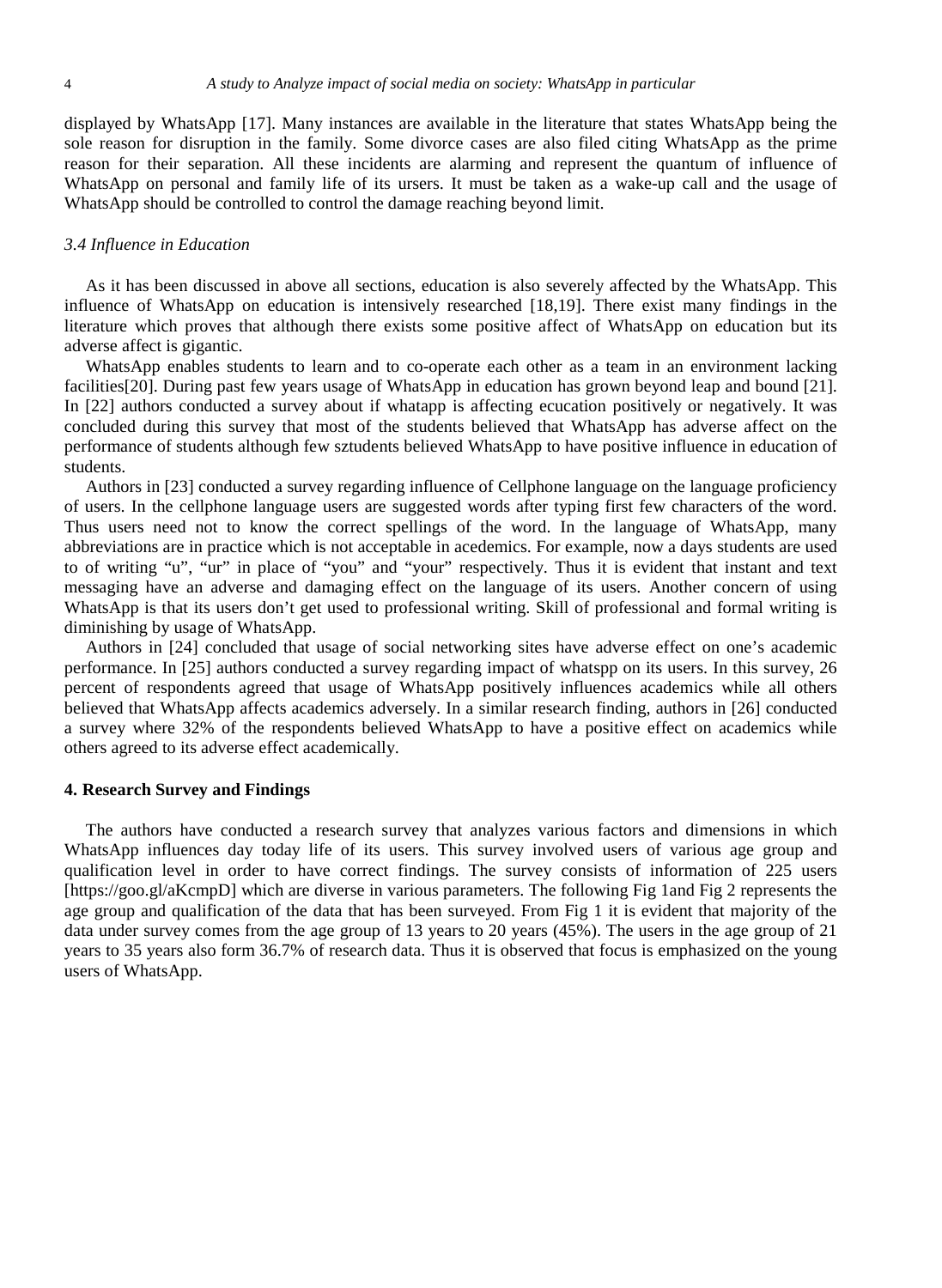displayed by WhatsApp [17]. Many instances are available in the literature that states WhatsApp being the sole reason for disruption in the family. Some divorce cases are also filed citing WhatsApp as the prime reason for their separation. All these incidents are alarming and represent the quantum of influence of WhatsApp on personal and family life of its ursers. It must be taken as a wake-up call and the usage of WhatsApp should be controlled to control the damage reaching beyond limit.

### *3.4 Influence in Education*

As it has been discussed in above all sections, education is also severely affected by the WhatsApp. This influence of WhatsApp on education is intensively researched [18,19]. There exist many findings in the literature which proves that although there exists some positive affect of WhatsApp on education but its adverse affect is gigantic.

WhatsApp enables students to learn and to co-operate each other as a team in an environment lacking facilities[20]. During past few years usage of WhatsApp in education has grown beyond leap and bound [21]. In [22] authors conducted a survey about if whatapp is affecting ecucation positively or negatively. It was concluded during this survey that most of the students believed that WhatsApp has adverse affect on the performance of students although few sztudents believed WhatsApp to have positive influence in education of students.

Authors in [23] conducted a survey regarding influence of Cellphone language on the language proficiency of users. In the cellphone language users are suggested words after typing first few characters of the word. Thus users need not to know the correct spellings of the word. In the language of WhatsApp, many abbreviations are in practice which is not acceptable in acedemics. For example, now a days students are used to of writing "u", "ur" in place of "you" and "your" respectively. Thus it is evident that instant and text messaging have an adverse and damaging effect on the language of its users. Another concern of using WhatsApp is that its users don't get used to professional writing. Skill of professional and formal writing is diminishing by usage of WhatsApp.

Authors in [24] concluded that usage of social networking sites have adverse effect on one's academic performance. In [25] authors conducted a survey regarding impact of whatspp on its users. In this survey, 26 percent of respondents agreed that usage of WhatsApp positively influences academics while all others believed that WhatsApp affects academics adversely. In a similar research finding, authors in [26] conducted a survey where 32% of the respondents believed WhatsApp to have a positive effect on academics while others agreed to its adverse effect academically.

## 4. Research Survey and Findings

The authors have conducted a research survey that analyzes various factors and dimensions in which WhatsApp influences day today life of its users. This survey involved users of various age group and qualification level in order to have correct findings. The survey consists of information of 225 users [https://goo.gl/aKcmpD] which are diverse in various parameters. The following Fig 1and Fig 2 represents the age group and qualification of the data that has been surveyed. From Fig 1 it is evident that majority of the data under survey comes from the age group of 13 years to 20 years (45%). The users in the age group of 21 years to 35 years also form 36.7% of research data. Thus it is observed that focus is emphasized on the young users of WhatsApp.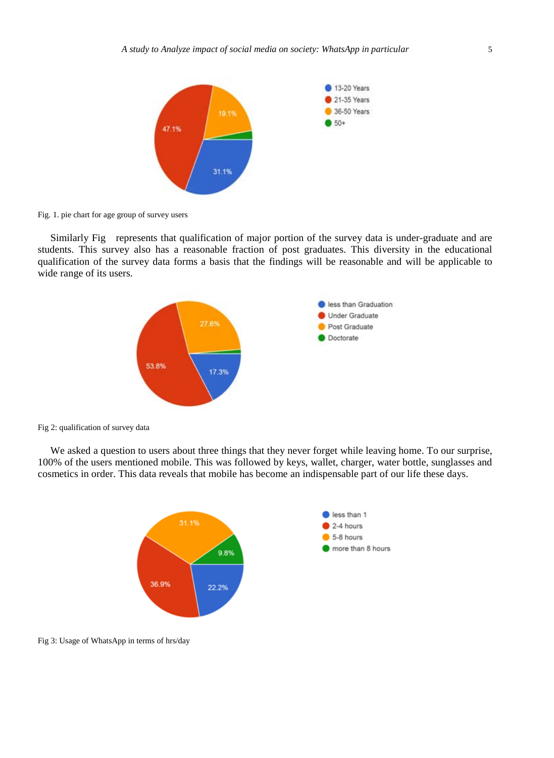Fig. 1. pie chart for age group of survey users

Similarly Fig   represents that qualification of major portion of the survey data is under-graduate and are students. This survey also has a reasonable fraction of post graduates. This diversity in the educational qualification of the survey data forms a basis that the findings will be reasonable and will be applicable to wide range of its users.

Fig 2: qualification of survey data

We asked a question to users about three things that they never forget while leaving home. To our surprise, 100% of the users mentioned mobile. This was followed by keys, wallet, charger, water bottle, sunglasses and cosmetics in order. This data reveals that mobile has become an indispensable part of our life these days.

Fig 3: Usage of WhatsApp in terms of hrs/day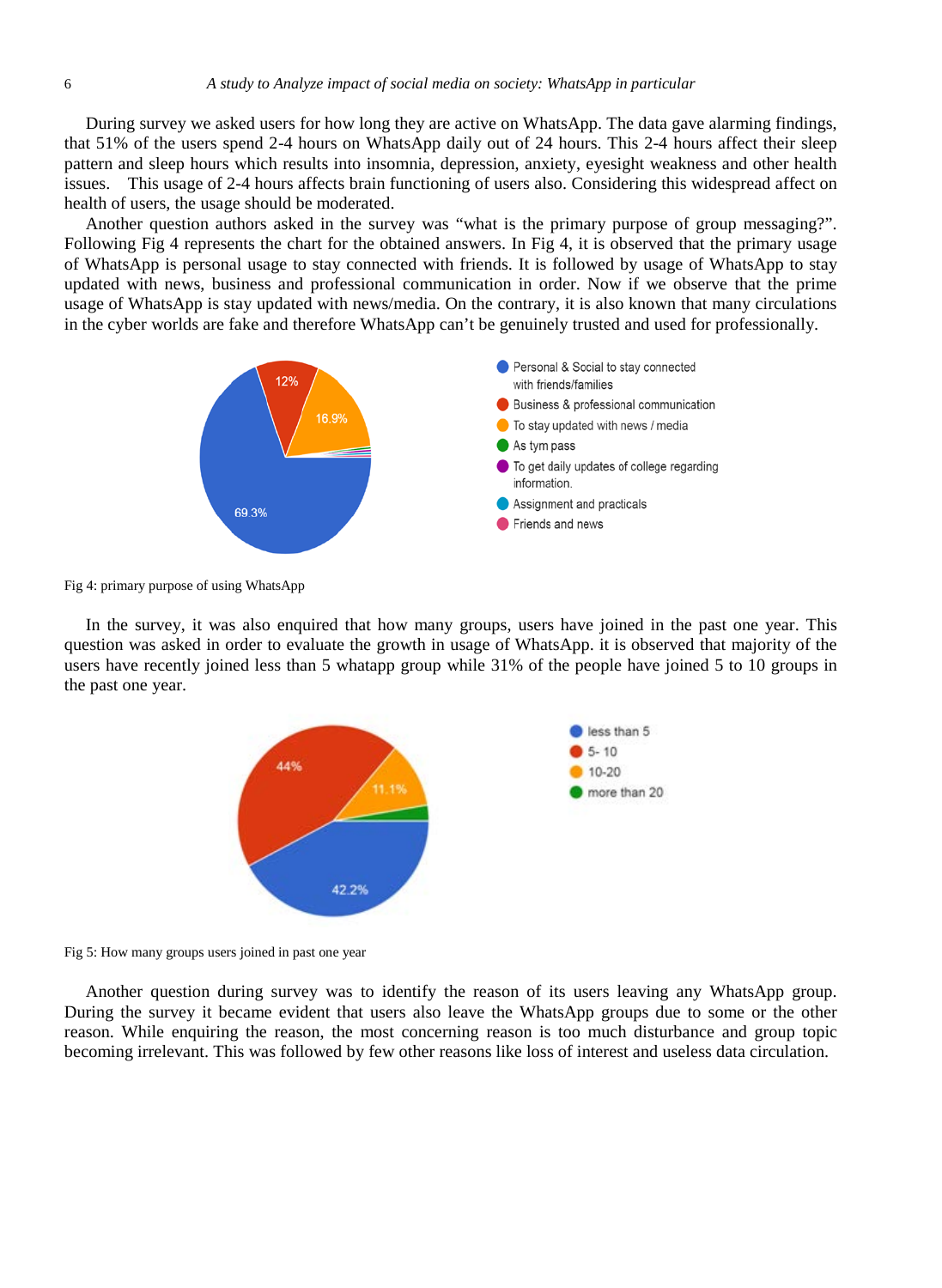During survey we asked users for how long they are active on WhatsApp. The data gave alarming findings, that 51% of the users spend 2-4 hours on WhatsApp daily out of 24 hours. This 2-4 hours affect their sleep pattern and sleep hours which results into insomnia, depression, anxiety, eyesight weakness and other health issues. This usage of 2-4 hours affects brain functioning of users also. Considering this widespread affect on health of users, the usage should be moderated.

Another question authors asked in the survey was "what is the primary purpose of group messaging?". Following Fig 4 represents the chart for the obtained answers. In Fig 4, it is observed that the primary usage of WhatsApp is personal usage to stay connected with friends. It is followed by usage of WhatsApp to stay updated with news, business and professional communication in order. Now if we observe that the prime usage of WhatsApp is stay updated with news/media. On the contrary, it is also known that many circulations in the cyber worlds are fake and therefore WhatsApp can't be genuinely trusted and used for professionally.

Fig 4: primary purpose of using WhatsApp

In the survey, it was also enquired that how many groups, users have joined in the past one year. This question was asked in order to evaluate the growth in usage of WhatsApp. it is observed that majority of the users have recently joined less than 5 whatapp group while 31% of the people have joined 5 to 10 groups in the past one year.

Fig 5: How many groups users joined in past one year

Another question during survey was to identify the reason of its users leaving any WhatsApp group. During the survey it became evident that users also leave the WhatsApp groups due to some or the other reason. While enquiring the reason, the most concerning reason is too much disturbance and group topic becoming irrelevant. This was followed by few other reasons like loss of interest and useless data circulation.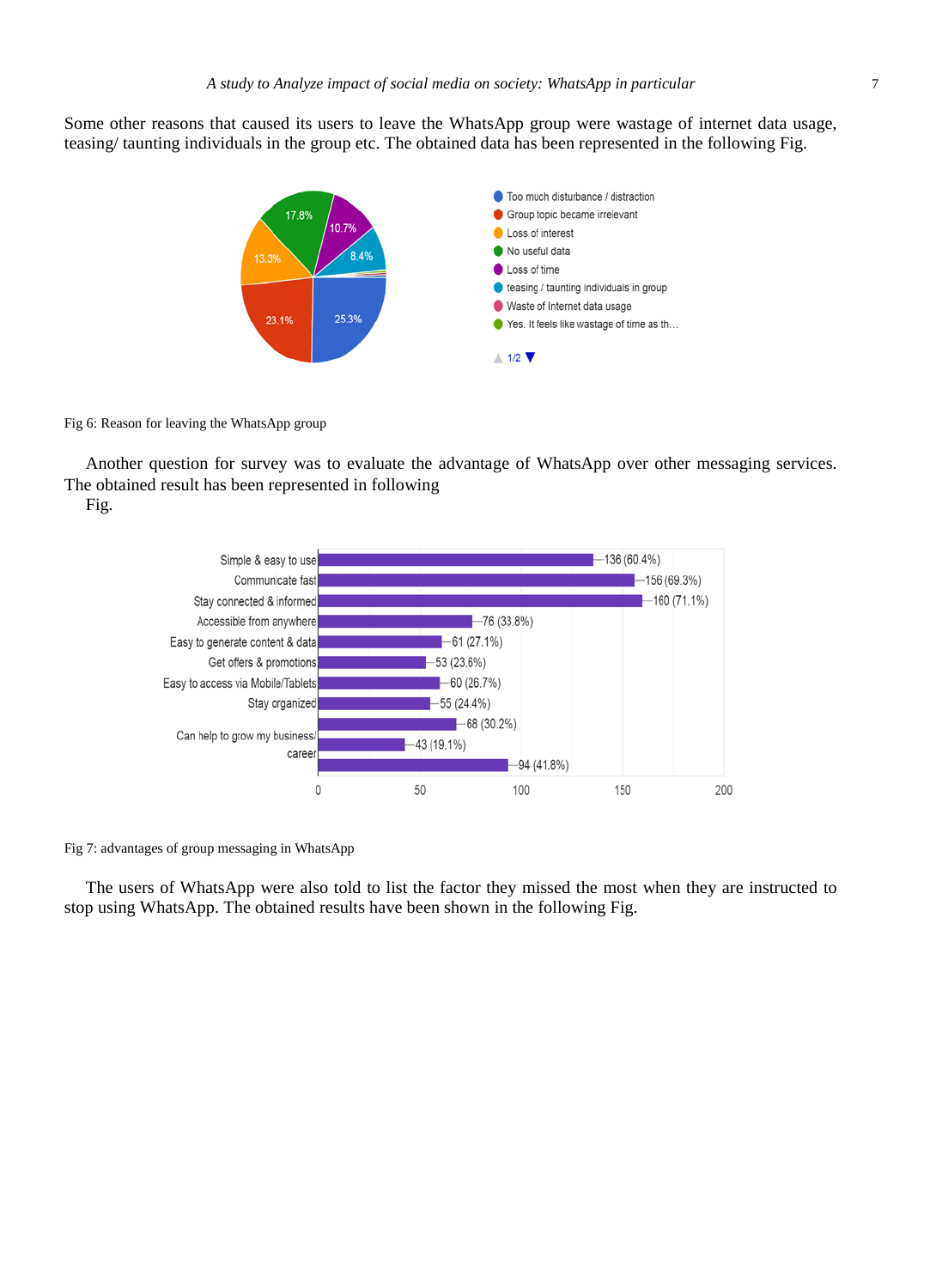Some other reasons that caused its users to leave the WhatsApp group were wastage of internet data usage, teasing/ taunting individuals in the group etc. The obtained data has been represented in the following Fig.

Fig 6: Reason for leaving the WhatsApp group

Another question for survey was to evaluate the advantage of WhatsApp over other messaging services. The obtained result has been represented in following Fig.

Fig 7: advantages of group messaging in WhatsApp

The users of WhatsApp were also told to list the factor they missed the most when they are instructed to stop using WhatsApp. The obtained results have been shown in the following Fig.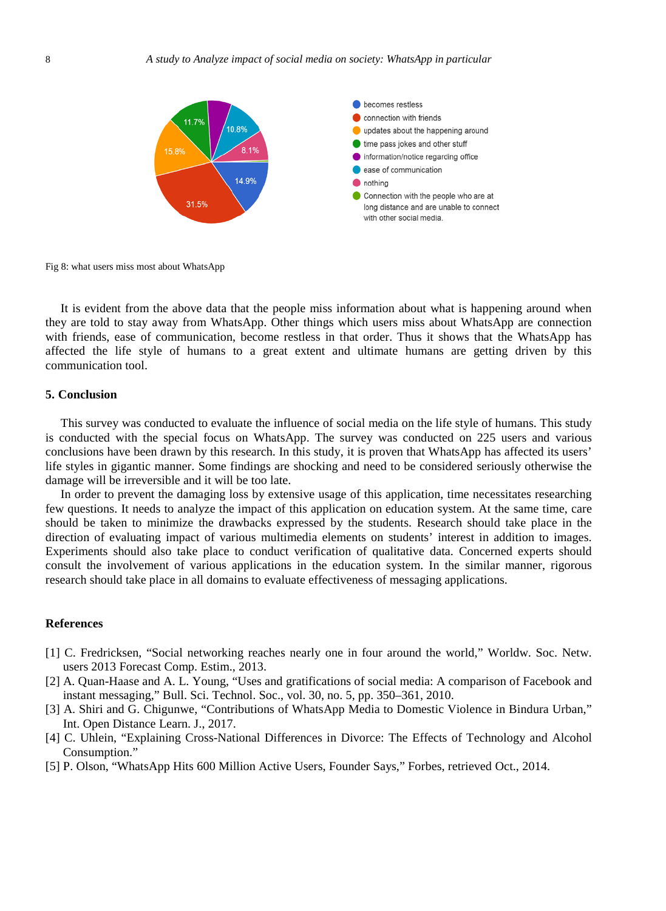Fig 8: what users miss most about WhatsApp

It is evident from the above data that the people miss information about what is happening around when they are told to stay away from WhatsApp. Other things which users miss about WhatsApp are connection with friends, ease of communication, become restless in that order. Thus it shows that the WhatsApp has affected the life style of humans to a great extent and ultimate humans are getting driven by this communication tool.

## 5. Conclusion

This survey was conducted to evaluate the influence of social media on the life style of humans. This study is conducted with the special focus on WhatsApp. The survey was conducted on 225 users and various conclusions have been drawn by this research. In this study, it is proven that WhatsApp has affected its users' life styles in gigantic manner. Some findings are shocking and need to be considered seriously otherwise the damage will be irreversible and it will be too late.

In order to prevent the damaging loss by extensive usage of this application, time necessitates researching few questions. It needs to analyze the impact of this application on education system. At the same time, care should be taken to minimize the drawbacks expressed by the students. Research should take place in the direction of evaluating impact of various multimedia elements on students' interest in addition to images. Experiments should also take place to conduct verification of qualitative data. Concerned experts should consult the involvement of various applications in the education system. In the similar manner, rigorous research should take place in all domains to evaluate effectiveness of messaging applications.

## References

[1] C. Fredricksen, "Social networking reaches nearly one in four around the world," Worldw. Soc. Netw. users 2013 Forecast Comp. Estim., 2013.

[2] A. Quan-Haase and A. L. Young, "Uses and gratifications of social media: A comparison of Facebook and instant messaging," Bull. Sci. Technol. Soc., vol. 30, no. 5, pp. 350–361, 2010.

[3] A. Shiri and G. Chigunwe, "Contributions of WhatsApp Media to Domestic Violence in Bindura Urban," Int. Open Distance Learn. J., 2017.

[4] C. Uhlein, "Explaining Cross-National Differences in Divorce: The Effects of Technology and Alcohol Consumption."

[5] P. Olson, "WhatsApp Hits 600 Million Active Users, Founder Says," Forbes, retrieved Oct., 2014.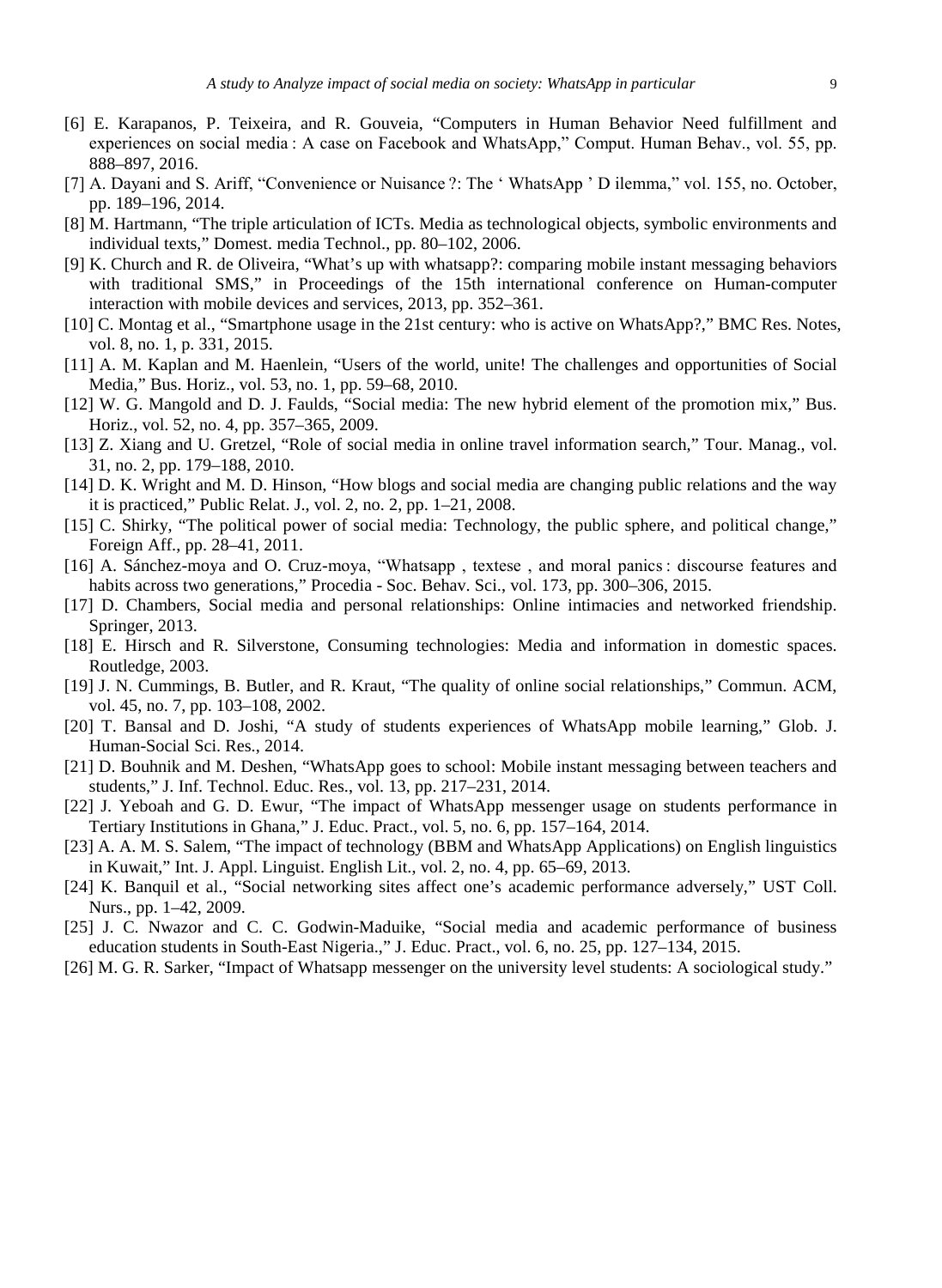[6] E. Karapanos, P. Teixeira, and R. Gouveia, "Computers in Human Behavior Need fulfillment and experiences on social media : A case on Facebook and WhatsApp," Comput. Human Behav., vol. 55, pp. 888–897, 2016.

[7] A. Dayani and S. Ariff, "Convenience or Nuisance ?: The ' WhatsApp ' D ilemma," vol. 155, no. October, pp. 189–196, 2014.

[8] M. Hartmann, "The triple articulation of ICTs. Media as technological objects, symbolic environments and individual texts," Domest. media Technol., pp. 80–102, 2006.

[9] K. Church and R. de Oliveira, "What's up with whatsapp?: comparing mobile instant messaging behaviors with traditional SMS," in Proceedings of the 15th international conference on Human-computer interaction with mobile devices and services, 2013, pp. 352–361.

[10] C. Montag et al., "Smartphone usage in the 21st century: who is active on WhatsApp?," BMC Res. Notes, vol. 8, no. 1, p. 331, 2015.

[11] A. M. Kaplan and M. Haenlein, "Users of the world, unite! The challenges and opportunities of Social Media," Bus. Horiz., vol. 53, no. 1, pp. 59–68, 2010.

[12] W. G. Mangold and D. J. Faulds, "Social media: The new hybrid element of the promotion mix," Bus. Horiz., vol. 52, no. 4, pp. 357–365, 2009.

[13] Z. Xiang and U. Gretzel, "Role of social media in online travel information search," Tour. Manag., vol. 31, no. 2, pp. 179–188, 2010.

[14] D. K. Wright and M. D. Hinson, "How blogs and social media are changing public relations and the way it is practiced," Public Relat. J., vol. 2, no. 2, pp. 1–21, 2008.

[15] C. Shirky, "The political power of social media: Technology, the public sphere, and political change," Foreign Aff., pp. 28–41, 2011.

[16] A. Sánchez-moya and O. Cruz-moya, "Whatsapp , textese , and moral panics : discourse features and habits across two generations," Procedia - Soc. Behav. Sci., vol. 173, pp. 300–306, 2015.

[17] D. Chambers, Social media and personal relationships: Online intimacies and networked friendship. Springer, 2013.

[18] E. Hirsch and R. Silverstone, Consuming technologies: Media and information in domestic spaces. Routledge, 2003.

[19] J. N. Cummings, B. Butler, and R. Kraut, "The quality of online social relationships," Commun. ACM, vol. 45, no. 7, pp. 103–108, 2002.

[20] T. Bansal and D. Joshi, "A study of students experiences of WhatsApp mobile learning," Glob. J. Human-Social Sci. Res., 2014.

[21] D. Bouhnik and M. Deshen, "WhatsApp goes to school: Mobile instant messaging between teachers and students," J. Inf. Technol. Educ. Res., vol. 13, pp. 217–231, 2014.

[22] J. Yeboah and G. D. Ewur, "The impact of WhatsApp messenger usage on students performance in Tertiary Institutions in Ghana," J. Educ. Pract., vol. 5, no. 6, pp. 157–164, 2014.

[23] A. A. M. S. Salem, "The impact of technology (BBM and WhatsApp Applications) on English linguistics in Kuwait," Int. J. Appl. Linguist. English Lit., vol. 2, no. 4, pp. 65–69, 2013.

[24] K. Banquil et al., "Social networking sites affect one's academic performance adversely," UST Coll. Nurs., pp. 1–42, 2009.

[25] J. C. Nwazor and C. C. Godwin-Maduike, "Social media and academic performance of business education students in South-East Nigeria.," J. Educ. Pract., vol. 6, no. 25, pp. 127–134, 2015.

[26] M. G. R. Sarker, "Impact of Whatsapp messenger on the university level students: A sociological study."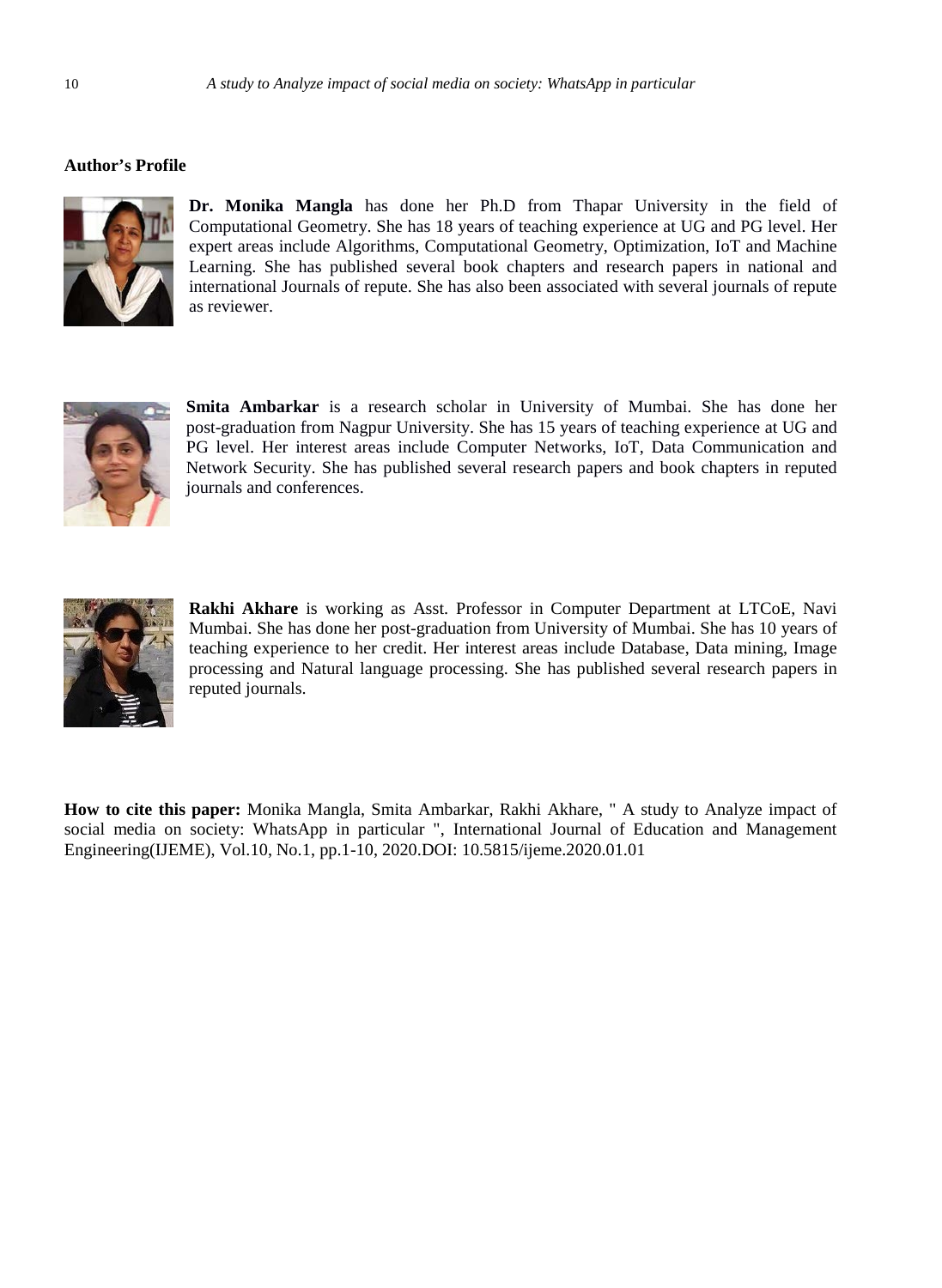**Author's Profile**

**Dr. Monika Mangla** has done her Ph.D from Thapar University in the field of Computational Geometry. She has 18 years of teaching experience at UG and PG level. Her expert areas include Algorithms, Computational Geometry, Optimization, IoT and Machine Learning. She has published several book chapters and research papers in national and international Journals of repute. She has also been associated with several journals of repute as reviewer.

**Smita Ambarkar** is a research scholar in University of Mumbai. She has done her post-graduation from Nagpur University. She has 15 years of teaching experience at UG and PG level. Her interest areas include Computer Networks, IoT, Data Communication and Network Security. She has published several research papers and book chapters in reputed journals and conferences.

**Rakhi Akhare** is working as Asst. Professor in Computer Department at LTCoE, Navi Mumbai. She has done her post-graduation from University of Mumbai. She has 10 years of teaching experience to her credit. Her interest areas include Database, Data mining, Image processing and Natural language processing. She has published several research papers in reputed journals.

**How to cite this paper:** Monika Mangla, Smita Ambarkar, Rakhi Akhare, " A study to Analyze impact of social media on society: WhatsApp in particular ", International Journal of Education and Management Engineering(IJEME), Vol.10, No.1, pp.1-10, 2020.DOI: 10.5815/ijeme.2020.01.01